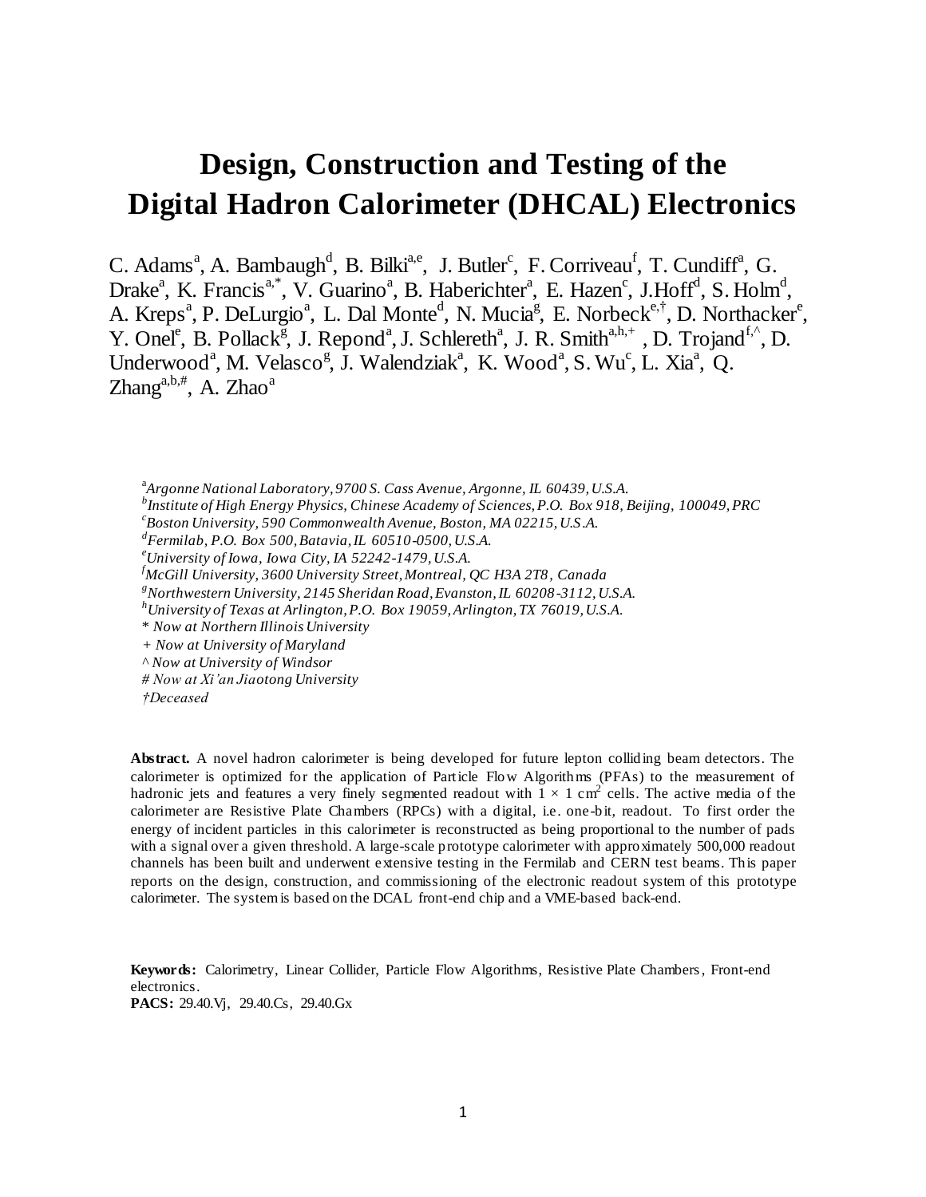# Design, Construction and Testing of the Digital Hadron Calorimeter (DHCAL) Electronics

C. Adams[a], A. Bambaugh[d], B. Bilki[a,e], J. Butler[c], F. Corriveau[f], T. Cundiff[a], G. Drake[a], K. Francis[a,*], V. Guarino[a], B. Haberichter[a], E. Hazen[c], J.Hoff[d], S. Holm[d], A. Kreps[a], P. DeLurgio[a], L. Dal Monte[d], N. Mucia[g], E. Norbeck[e,†], D. Northacker[e], Y. Onel[e], B. Pollack[g], J. Repond[a], J. Schlereth[a], J. R. Smith[a,h,+], D. Trojand[f,^], D. Underwood[a], M. Velasco[g], J. Walendziak[a], K. Wood[a], S. Wu[c], L. Xia[a], Q. Zhang[a,b,#], A. Zhao[a]

[a] *Argonne National Laboratory, 9700 S. Cass Avenue, Argonne, IL 60439, U.S.A.*
[b] *Institute of High Energy Physics, Chinese Academy of Sciences, P.O. Box 918, Beijing, 100049, PRC*
[c] *Boston University, 590 Commonwealth Avenue, Boston, MA 02215, U.S.A.*
[d] *Fermilab, P.O. Box 500, Batavia, IL 60510-0500, U.S.A.*
[e] *University of Iowa, Iowa City, IA 52242-1479, U.S.A.*
[f] *McGill University, 3600 University Street, Montreal, QC H3A 2T8, Canada*
[g] *Northwestern University, 2145 Sheridan Road, Evanston, IL 60208-3112, U.S.A.*
[h] *University of Texas at Arlington, P.O. Box 19059, Arlington, TX 76019, U.S.A.*
*\* Now at Northern Illinois University*
*+ Now at University of Maryland*
*^ Now at University of Windsor*
*# Now at Xi'an Jiaotong University*
*†Deceased*

**Abstract.** A novel hadron calorimeter is being developed for future lepton colliding beam detectors. The calorimeter is optimized for the application of Particle Flow Algorithms (PFAs) to the measurement of hadronic jets and features a very finely segmented readout with $1 \times 1$ cm$^2$ cells. The active media of the calorimeter are Resistive Plate Chambers (RPCs) with a digital, i.e. one-bit, readout. To first order the energy of incident particles in this calorimeter is reconstructed as being proportional to the number of pads with a signal over a given threshold. A large-scale prototype calorimeter with approximately 500,000 readout channels has been built and underwent extensive testing in the Fermilab and CERN test beams. This paper reports on the design, construction, and commissioning of the electronic readout system of this prototype calorimeter. The system is based on the DCAL front-end chip and a VME-based back-end.

**Keywords:** Calorimetry, Linear Collider, Particle Flow Algorithms, Resistive Plate Chambers, Front-end electronics.
**PACS:** 29.40.Vj, 29.40.Cs, 29.40.Gx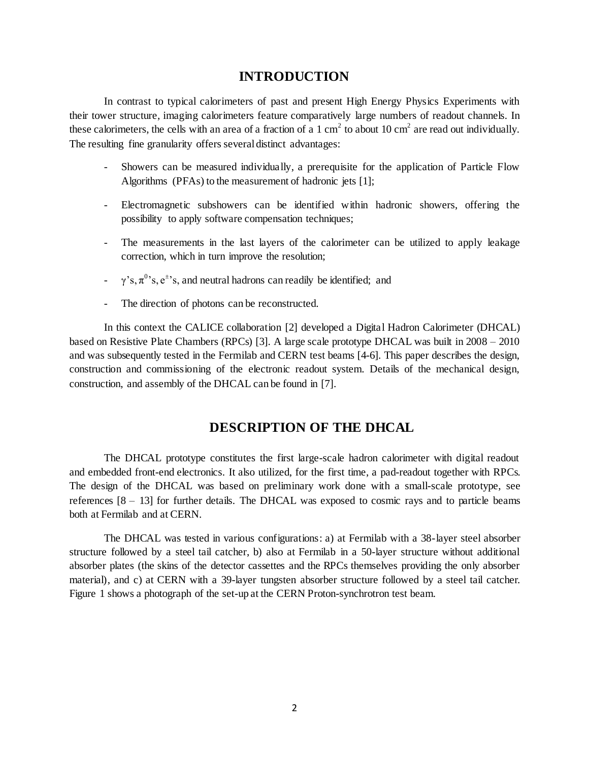# INTRODUCTION

In contrast to typical calorimeters of past and present High Energy Physics Experiments with their tower structure, imaging calorimeters feature comparatively large numbers of readout channels. In these calorimeters, the cells with an area of a fraction of a 1 $cm^2$ to about 10 $cm^2$ are read out individually. The resulting fine granularity offers several distinct advantages:

- Showers can be measured individually, a prerequisite for the application of Particle Flow Algorithms (PFAs) to the measurement of hadronic jets [1];
- Electromagnetic subshowers can be identified within hadronic showers, offering the possibility to apply software compensation techniques;
- The measurements in the last layers of the calorimeter can be utilized to apply leakage correction, which in turn improve the resolution;
- $\gamma$'s, $\pi^0$'s, $e^{\pm}$'s, and neutral hadrons can readily be identified; and
- The direction of photons can be reconstructed.

In this context the CALICE collaboration [2] developed a Digital Hadron Calorimeter (DHCAL) based on Resistive Plate Chambers (RPCs) [3]. A large scale prototype DHCAL was built in 2008 – 2010 and was subsequently tested in the Fermilab and CERN test beams [4-6]. This paper describes the design, construction and commissioning of the electronic readout system. Details of the mechanical design, construction, and assembly of the DHCAL can be found in [7].

# DESCRIPTION OF THE DHCAL

The DHCAL prototype constitutes the first large-scale hadron calorimeter with digital readout and embedded front-end electronics. It also utilized, for the first time, a pad-readout together with RPCs. The design of the DHCAL was based on preliminary work done with a small-scale prototype, see references [8 – 13] for further details. The DHCAL was exposed to cosmic rays and to particle beams both at Fermilab and at CERN.

The DHCAL was tested in various configurations: a) at Fermilab with a 38-layer steel absorber structure followed by a steel tail catcher, b) also at Fermilab in a 50-layer structure without additional absorber plates (the skins of the detector cassettes and the RPCs themselves providing the only absorber material), and c) at CERN with a 39-layer tungsten absorber structure followed by a steel tail catcher. Figure 1 shows a photograph of the set-up at the CERN Proton-synchrotron test beam.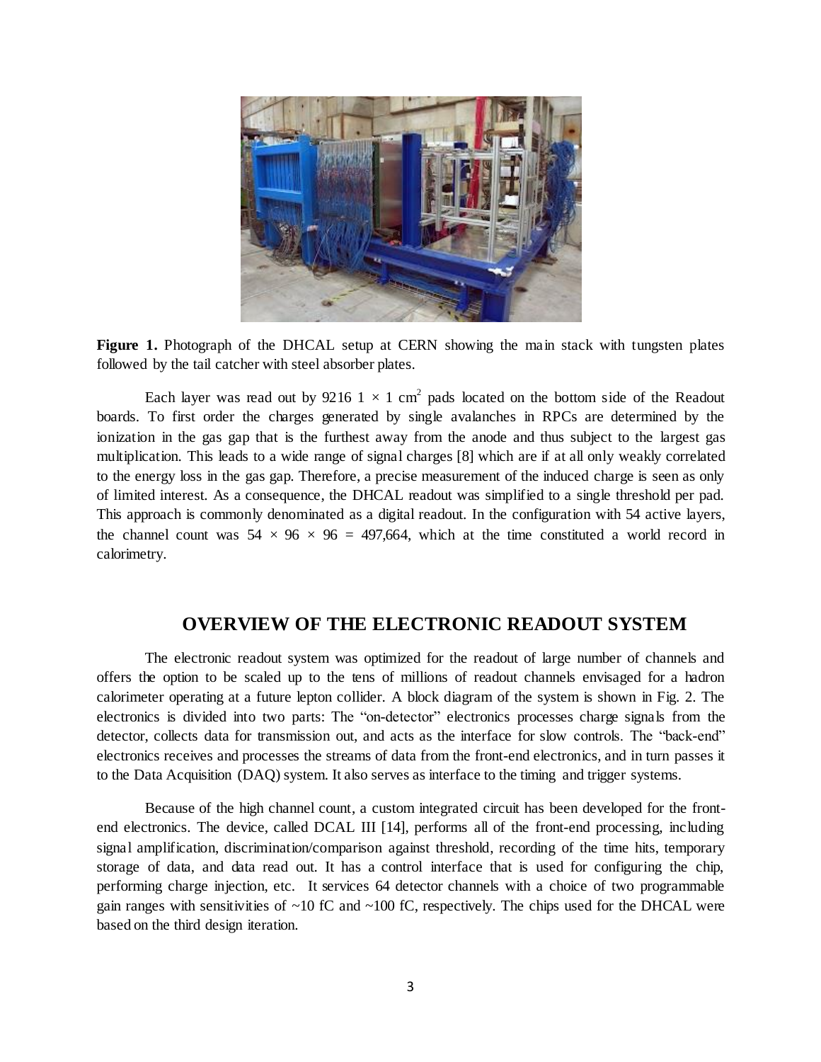**Figure 1.** Photograph of the DHCAL setup at CERN showing the main stack with tungsten plates followed by the tail catcher with steel absorber plates.

Each layer was read out by 9216 $1 \times 1$ cm$^2$ pads located on the bottom side of the Readout boards. To first order the charges generated by single avalanches in RPCs are determined by the ionization in the gas gap that is the furthest away from the anode and thus subject to the largest gas multiplication. This leads to a wide range of signal charges [8] which are if at all only weakly correlated to the energy loss in the gas gap. Therefore, a precise measurement of the induced charge is seen as only of limited interest. As a consequence, the DHCAL readout was simplified to a single threshold per pad. This approach is commonly denominated as a digital readout. In the configuration with 54 active layers, the channel count was $54 \times 96 \times 96 = 497{,}664$, which at the time constituted a world record in calorimetry.

## OVERVIEW OF THE ELECTRONIC READOUT SYSTEM

The electronic readout system was optimized for the readout of large number of channels and offers the option to be scaled up to the tens of millions of readout channels envisaged for a hadron calorimeter operating at a future lepton collider. A block diagram of the system is shown in Fig. 2. The electronics is divided into two parts: The "on-detector" electronics processes charge signals from the detector, collects data for transmission out, and acts as the interface for slow controls. The "back-end" electronics receives and processes the streams of data from the front-end electronics, and in turn passes it to the Data Acquisition (DAQ) system. It also serves as interface to the timing and trigger systems.

Because of the high channel count, a custom integrated circuit has been developed for the front-end electronics. The device, called DCAL III [14], performs all of the front-end processing, including signal amplification, discrimination/comparison against threshold, recording of the time hits, temporary storage of data, and data read out. It has a control interface that is used for configuring the chip, performing charge injection, etc. It services 64 detector channels with a choice of two programmable gain ranges with sensitivities of ~10 fC and ~100 fC, respectively. The chips used for the DHCAL were based on the third design iteration.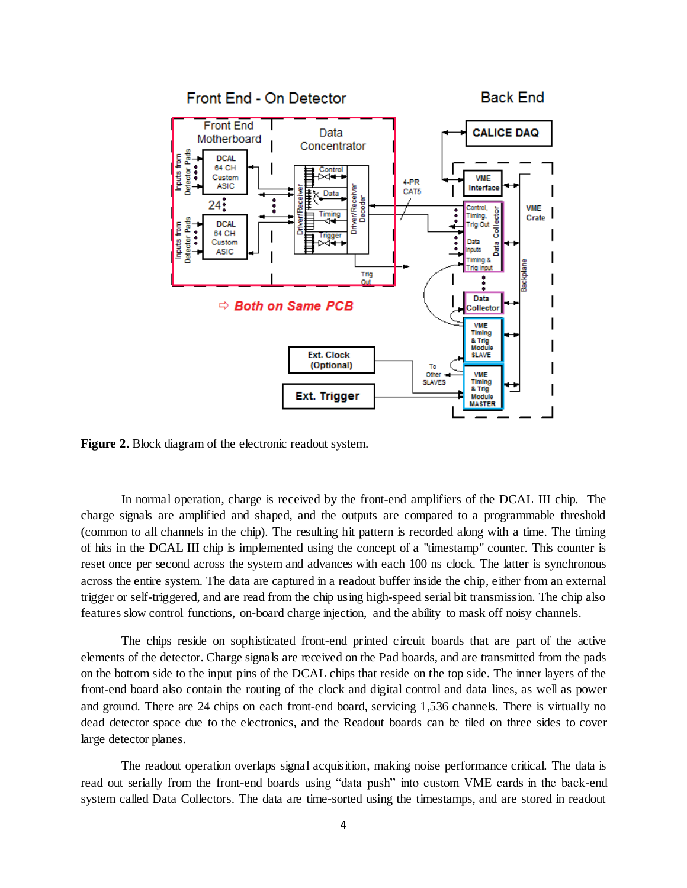**Figure 2.** Block diagram of the electronic readout system.

In normal operation, charge is received by the front-end amplifiers of the DCAL III chip. The charge signals are amplified and shaped, and the outputs are compared to a programmable threshold (common to all channels in the chip). The resulting hit pattern is recorded along with a time. The timing of hits in the DCAL III chip is implemented using the concept of a "timestamp" counter. This counter is reset once per second across the system and advances with each 100 ns clock. The latter is synchronous across the entire system. The data are captured in a readout buffer inside the chip, either from an external trigger or self-triggered, and are read from the chip using high-speed serial bit transmission. The chip also features slow control functions, on-board charge injection, and the ability to mask off noisy channels.

The chips reside on sophisticated front-end printed circuit boards that are part of the active elements of the detector. Charge signals are received on the Pad boards, and are transmitted from the pads on the bottom side to the input pins of the DCAL chips that reside on the top side. The inner layers of the front-end board also contain the routing of the clock and digital control and data lines, as well as power and ground. There are 24 chips on each front-end board, servicing 1,536 channels. There is virtually no dead detector space due to the electronics, and the Readout boards can be tiled on three sides to cover large detector planes.

The readout operation overlaps signal acquisition, making noise performance critical. The data is read out serially from the front-end boards using "data push" into custom VME cards in the back-end system called Data Collectors. The data are time-sorted using the timestamps, and are stored in readout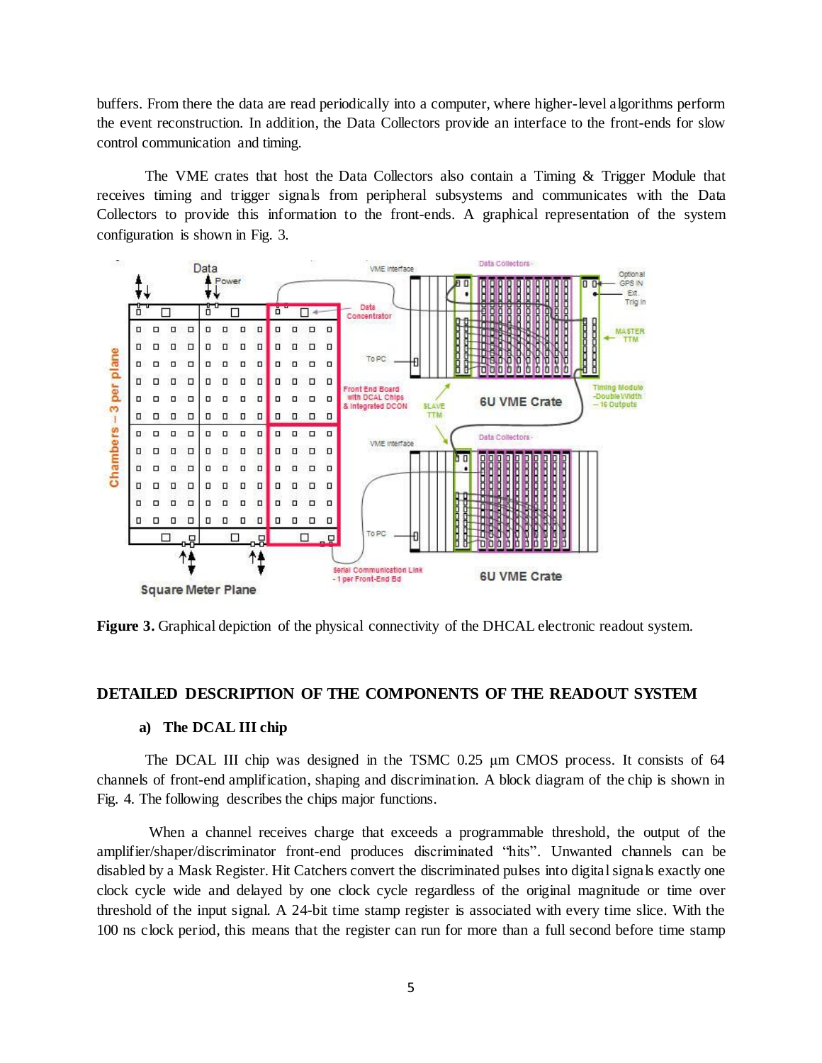buffers. From there the data are read periodically into a computer, where higher-level algorithms perform the event reconstruction. In addition, the Data Collectors provide an interface to the front-ends for slow control communication and timing.

The VME crates that host the Data Collectors also contain a Timing & Trigger Module that receives timing and trigger signals from peripheral subsystems and communicates with the Data Collectors to provide this information to the front-ends. A graphical representation of the system configuration is shown in Fig. 3.

**Figure 3.** Graphical depiction of the physical connectivity of the DHCAL electronic readout system.

## DETAILED DESCRIPTION OF THE COMPONENTS OF THE READOUT SYSTEM

### a) The DCAL III chip

The DCAL III chip was designed in the TSMC 0.25 μm CMOS process. It consists of 64 channels of front-end amplification, shaping and discrimination. A block diagram of the chip is shown in Fig. 4. The following describes the chips major functions.

When a channel receives charge that exceeds a programmable threshold, the output of the amplifier/shaper/discriminator front-end produces discriminated "hits". Unwanted channels can be disabled by a Mask Register. Hit Catchers convert the discriminated pulses into digital signals exactly one clock cycle wide and delayed by one clock cycle regardless of the original magnitude or time over threshold of the input signal. A 24-bit time stamp register is associated with every time slice. With the 100 ns clock period, this means that the register can run for more than a full second before time stamp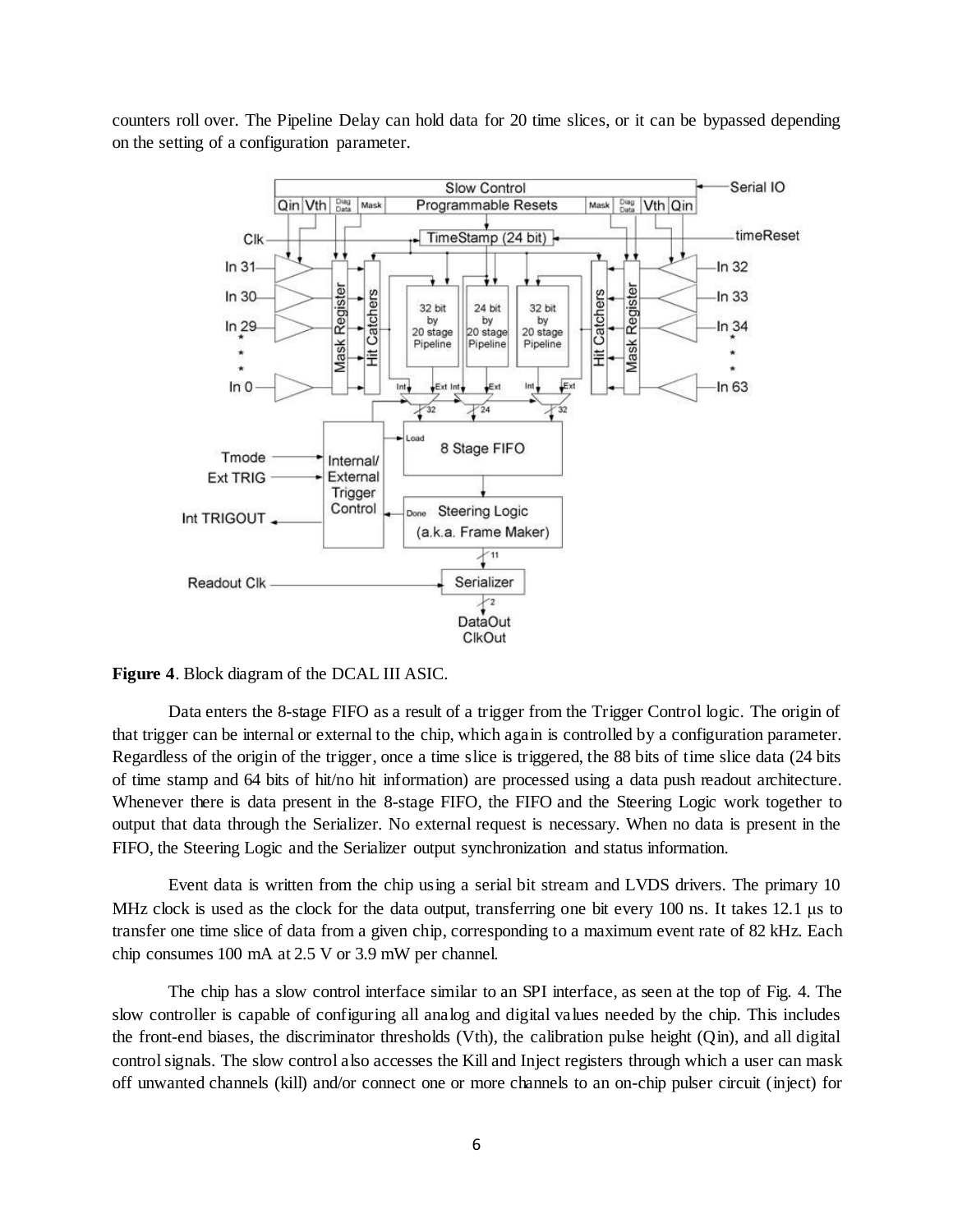counters roll over. The Pipeline Delay can hold data for 20 time slices, or it can be bypassed depending on the setting of a configuration parameter.

**Figure 4**. Block diagram of the DCAL III ASIC.

Data enters the 8-stage FIFO as a result of a trigger from the Trigger Control logic. The origin of that trigger can be internal or external to the chip, which again is controlled by a configuration parameter. Regardless of the origin of the trigger, once a time slice is triggered, the 88 bits of time slice data (24 bits of time stamp and 64 bits of hit/no hit information) are processed using a data push readout architecture. Whenever there is data present in the 8-stage FIFO, the FIFO and the Steering Logic work together to output that data through the Serializer. No external request is necessary. When no data is present in the FIFO, the Steering Logic and the Serializer output synchronization and status information.

Event data is written from the chip using a serial bit stream and LVDS drivers. The primary 10 MHz clock is used as the clock for the data output, transferring one bit every 100 ns. It takes 12.1 μs to transfer one time slice of data from a given chip, corresponding to a maximum event rate of 82 kHz. Each chip consumes 100 mA at 2.5 V or 3.9 mW per channel.

The chip has a slow control interface similar to an SPI interface, as seen at the top of Fig. 4. The slow controller is capable of configuring all analog and digital values needed by the chip. This includes the front-end biases, the discriminator thresholds (Vth), the calibration pulse height (Qin), and all digital control signals. The slow control also accesses the Kill and Inject registers through which a user can mask off unwanted channels (kill) and/or connect one or more channels to an on-chip pulser circuit (inject) for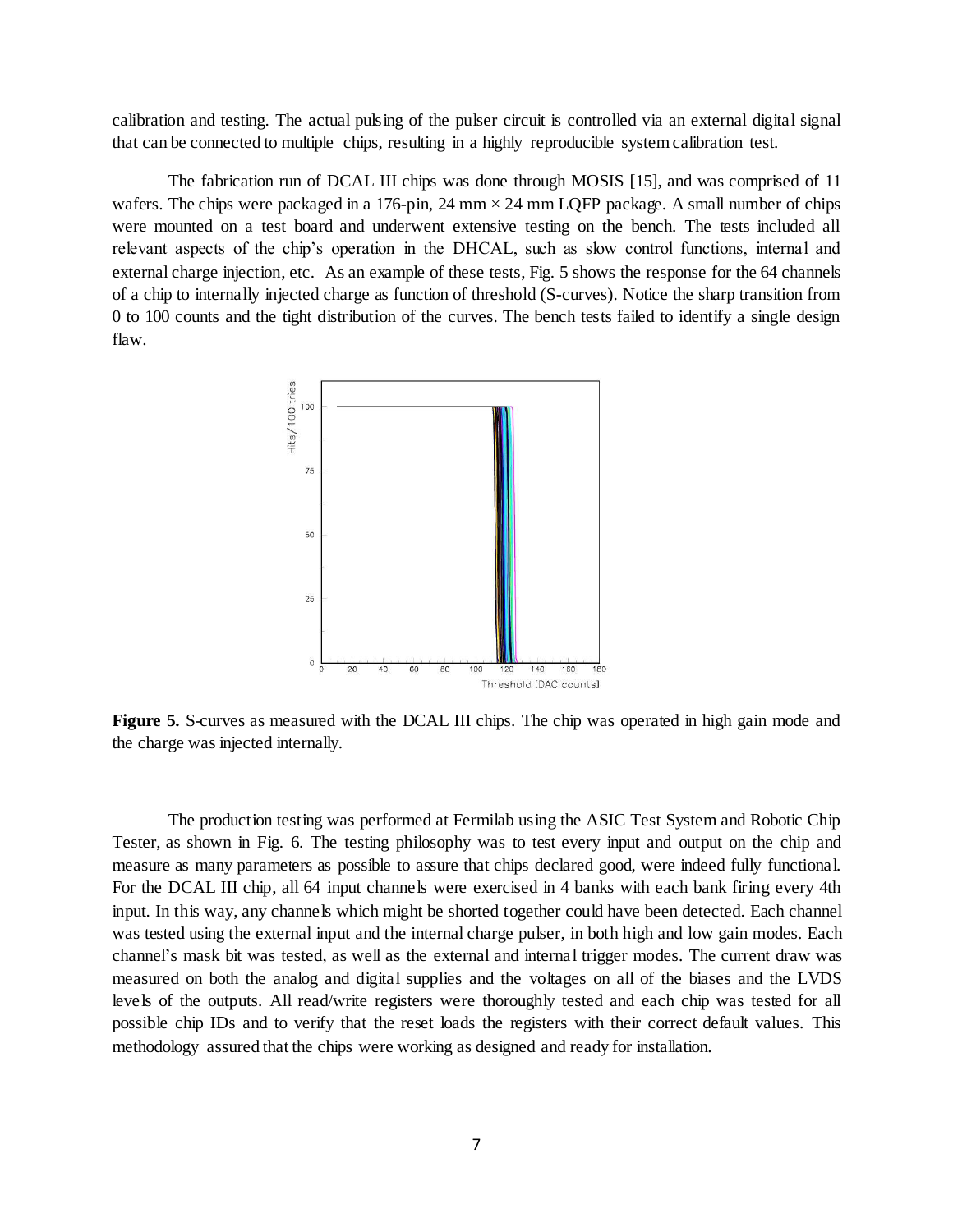calibration and testing. The actual pulsing of the pulser circuit is controlled via an external digital signal that can be connected to multiple chips, resulting in a highly reproducible system calibration test.

The fabrication run of DCAL III chips was done through MOSIS [15], and was comprised of 11 wafers. The chips were packaged in a 176-pin, 24 mm × 24 mm LQFP package. A small number of chips were mounted on a test board and underwent extensive testing on the bench. The tests included all relevant aspects of the chip's operation in the DHCAL, such as slow control functions, internal and external charge injection, etc. As an example of these tests, Fig. 5 shows the response for the 64 channels of a chip to internally injected charge as function of threshold (S-curves). Notice the sharp transition from 0 to 100 counts and the tight distribution of the curves. The bench tests failed to identify a single design flaw.

**Figure 5.** S-curves as measured with the DCAL III chips. The chip was operated in high gain mode and the charge was injected internally.

The production testing was performed at Fermilab using the ASIC Test System and Robotic Chip Tester, as shown in Fig. 6. The testing philosophy was to test every input and output on the chip and measure as many parameters as possible to assure that chips declared good, were indeed fully functional. For the DCAL III chip, all 64 input channels were exercised in 4 banks with each bank firing every 4th input. In this way, any channels which might be shorted together could have been detected. Each channel was tested using the external input and the internal charge pulser, in both high and low gain modes. Each channel's mask bit was tested, as well as the external and internal trigger modes. The current draw was measured on both the analog and digital supplies and the voltages on all of the biases and the LVDS levels of the outputs. All read/write registers were thoroughly tested and each chip was tested for all possible chip IDs and to verify that the reset loads the registers with their correct default values. This methodology assured that the chips were working as designed and ready for installation.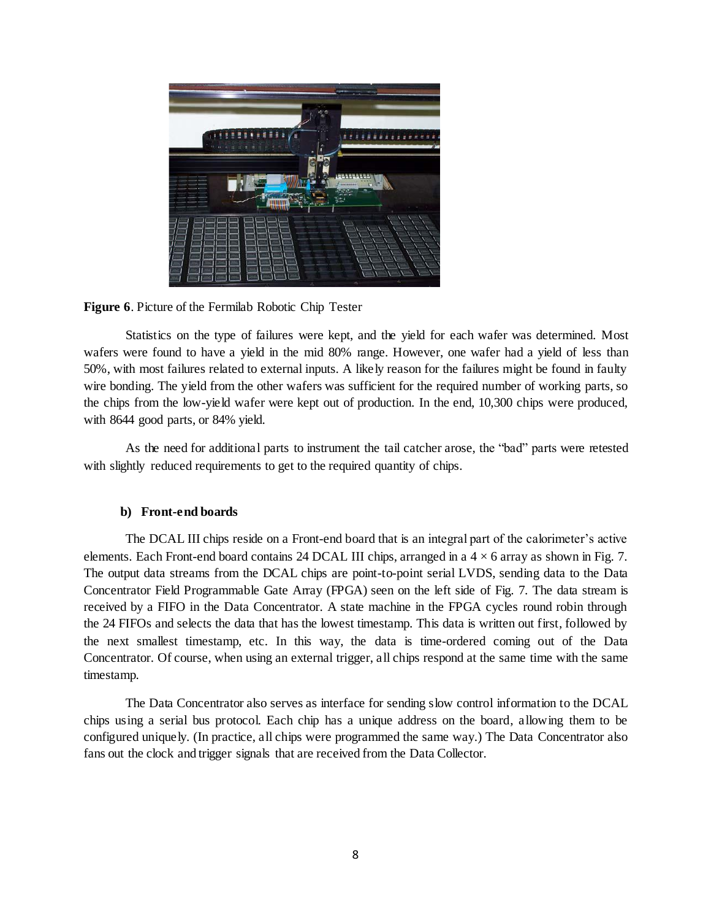**Figure 6**. Picture of the Fermilab Robotic Chip Tester

Statistics on the type of failures were kept, and the yield for each wafer was determined. Most wafers were found to have a yield in the mid 80% range. However, one wafer had a yield of less than 50%, with most failures related to external inputs. A likely reason for the failures might be found in faulty wire bonding. The yield from the other wafers was sufficient for the required number of working parts, so the chips from the low-yield wafer were kept out of production. In the end, 10,300 chips were produced, with 8644 good parts, or 84% yield.

As the need for additional parts to instrument the tail catcher arose, the "bad" parts were retested with slightly reduced requirements to get to the required quantity of chips.

### b) Front-end boards

The DCAL III chips reside on a Front-end board that is an integral part of the calorimeter's active elements. Each Front-end board contains 24 DCAL III chips, arranged in a $4 \times 6$ array as shown in Fig. 7. The output data streams from the DCAL chips are point-to-point serial LVDS, sending data to the Data Concentrator Field Programmable Gate Array (FPGA) seen on the left side of Fig. 7. The data stream is received by a FIFO in the Data Concentrator. A state machine in the FPGA cycles round robin through the 24 FIFOs and selects the data that has the lowest timestamp. This data is written out first, followed by the next smallest timestamp, etc. In this way, the data is time-ordered coming out of the Data Concentrator. Of course, when using an external trigger, all chips respond at the same time with the same timestamp.

The Data Concentrator also serves as interface for sending slow control information to the DCAL chips using a serial bus protocol. Each chip has a unique address on the board, allowing them to be configured uniquely. (In practice, all chips were programmed the same way.) The Data Concentrator also fans out the clock and trigger signals that are received from the Data Collector.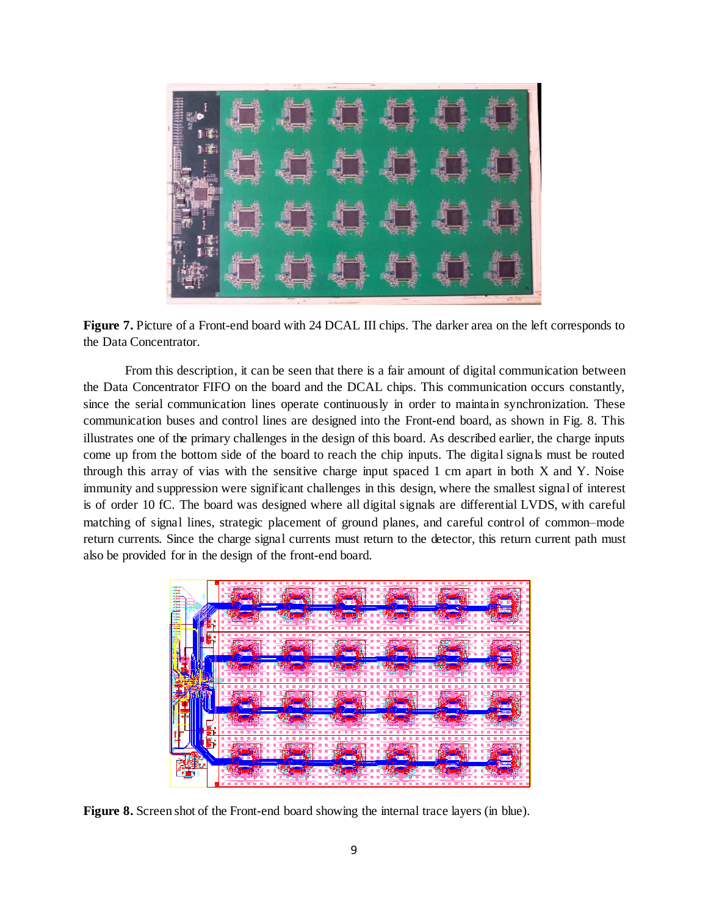**Figure 7.** Picture of a Front-end board with 24 DCAL III chips. The darker area on the left corresponds to the Data Concentrator.

From this description, it can be seen that there is a fair amount of digital communication between the Data Concentrator FIFO on the board and the DCAL chips. This communication occurs constantly, since the serial communication lines operate continuously in order to maintain synchronization. These communication buses and control lines are designed into the Front-end board, as shown in Fig. 8. This illustrates one of the primary challenges in the design of this board. As described earlier, the charge inputs come up from the bottom side of the board to reach the chip inputs. The digital signals must be routed through this array of vias with the sensitive charge input spaced 1 cm apart in both X and Y. Noise immunity and suppression were significant challenges in this design, where the smallest signal of interest is of order 10 fC. The board was designed where all digital signals are differential LVDS, with careful matching of signal lines, strategic placement of ground planes, and careful control of common–mode return currents. Since the charge signal currents must return to the detector, this return current path must also be provided for in the design of the front-end board.

**Figure 8.** Screen shot of the Front-end board showing the internal trace layers (in blue).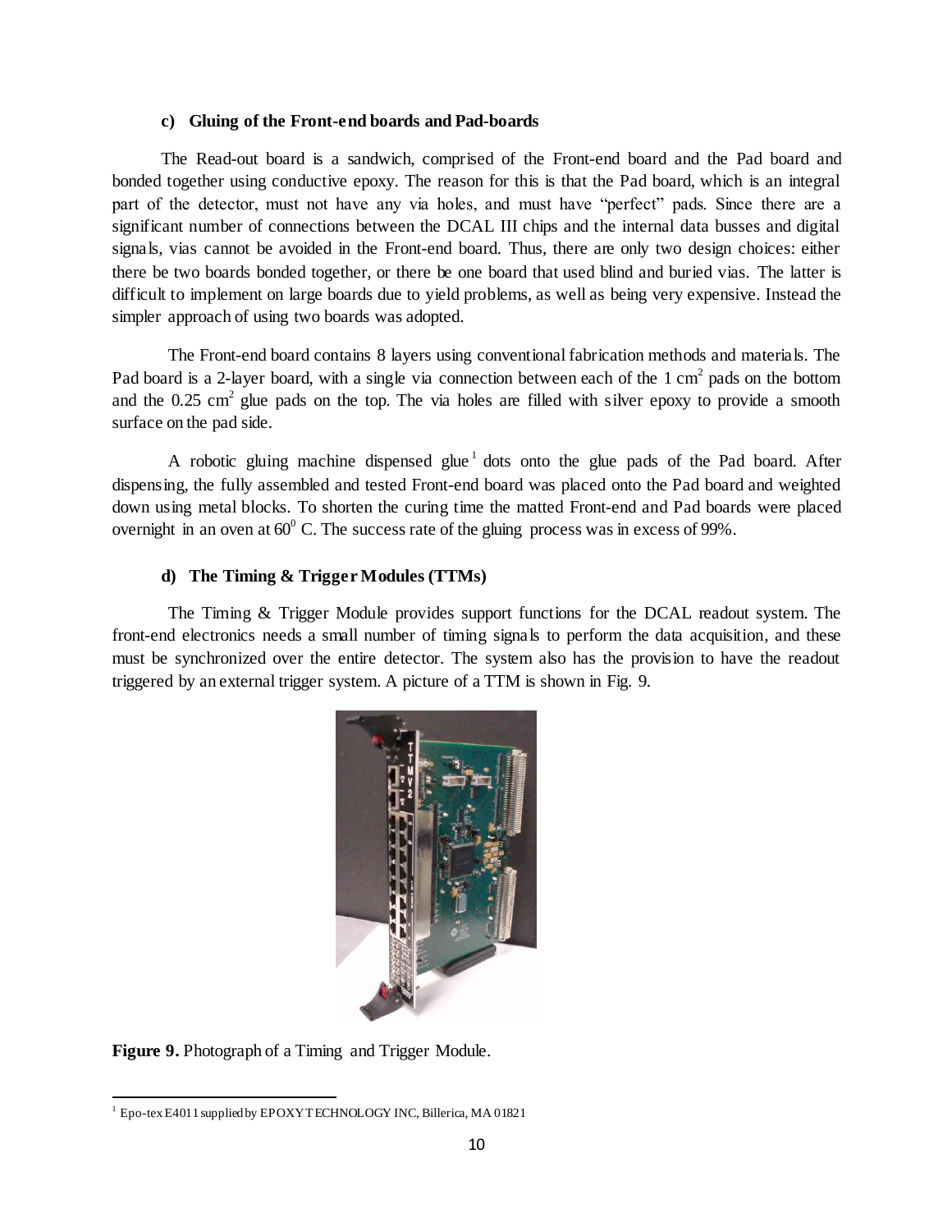#### c) Gluing of the Front-end boards and Pad-boards

The Read-out board is a sandwich, comprised of the Front-end board and the Pad board and bonded together using conductive epoxy. The reason for this is that the Pad board, which is an integral part of the detector, must not have any via holes, and must have "perfect" pads. Since there are a significant number of connections between the DCAL III chips and the internal data busses and digital signals, vias cannot be avoided in the Front-end board. Thus, there are only two design choices: either there be two boards bonded together, or there be one board that used blind and buried vias. The latter is difficult to implement on large boards due to yield problems, as well as being very expensive. Instead the simpler approach of using two boards was adopted.

The Front-end board contains 8 layers using conventional fabrication methods and materials. The Pad board is a 2-layer board, with a single via connection between each of the 1 $cm^2$ pads on the bottom and the 0.25 $cm^2$ glue pads on the top. The via holes are filled with silver epoxy to provide a smooth surface on the pad side.

A robotic gluing machine dispensed glue[1] dots onto the glue pads of the Pad board. After dispensing, the fully assembled and tested Front-end board was placed onto the Pad board and weighted down using metal blocks. To shorten the curing time the matted Front-end and Pad boards were placed overnight in an oven at $60^0$ C. The success rate of the gluing process was in excess of 99%.

#### d) The Timing & Trigger Modules (TTMs)

The Timing & Trigger Module provides support functions for the DCAL readout system. The front-end electronics needs a small number of timing signals to perform the data acquisition, and these must be synchronized over the entire detector. The system also has the provision to have the readout triggered by an external trigger system. A picture of a TTM is shown in Fig. 9.

**Figure 9.** Photograph of a Timing and Trigger Module.

[1] Epo-tex E4011 supplied by EPOXY TECHNOLOGY INC, Billerica, MA 01821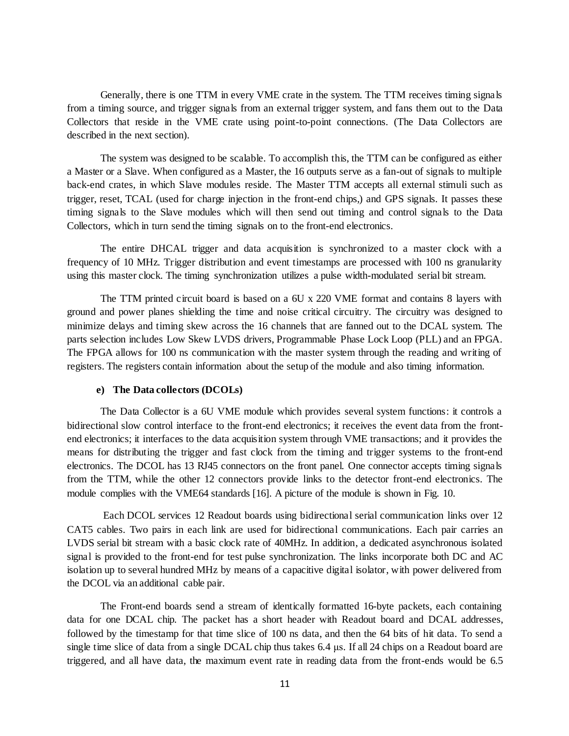Generally, there is one TTM in every VME crate in the system. The TTM receives timing signals from a timing source, and trigger signals from an external trigger system, and fans them out to the Data Collectors that reside in the VME crate using point-to-point connections. (The Data Collectors are described in the next section).

The system was designed to be scalable. To accomplish this, the TTM can be configured as either a Master or a Slave. When configured as a Master, the 16 outputs serve as a fan-out of signals to multiple back-end crates, in which Slave modules reside. The Master TTM accepts all external stimuli such as trigger, reset, TCAL (used for charge injection in the front-end chips,) and GPS signals. It passes these timing signals to the Slave modules which will then send out timing and control signals to the Data Collectors, which in turn send the timing signals on to the front-end electronics.

The entire DHCAL trigger and data acquisition is synchronized to a master clock with a frequency of 10 MHz. Trigger distribution and event timestamps are processed with 100 ns granularity using this master clock. The timing synchronization utilizes a pulse width-modulated serial bit stream.

The TTM printed circuit board is based on a 6U x 220 VME format and contains 8 layers with ground and power planes shielding the time and noise critical circuitry. The circuitry was designed to minimize delays and timing skew across the 16 channels that are fanned out to the DCAL system. The parts selection includes Low Skew LVDS drivers, Programmable Phase Lock Loop (PLL) and an FPGA. The FPGA allows for 100 ns communication with the master system through the reading and writing of registers. The registers contain information about the setup of the module and also timing information.

**e) The Data collectors (DCOLs)**

The Data Collector is a 6U VME module which provides several system functions: it controls a bidirectional slow control interface to the front-end electronics; it receives the event data from the front-end electronics; it interfaces to the data acquisition system through VME transactions; and it provides the means for distributing the trigger and fast clock from the timing and trigger systems to the front-end electronics. The DCOL has 13 RJ45 connectors on the front panel. One connector accepts timing signals from the TTM, while the other 12 connectors provide links to the detector front-end electronics. The module complies with the VME64 standards [16]. A picture of the module is shown in Fig. 10.

Each DCOL services 12 Readout boards using bidirectional serial communication links over 12 CAT5 cables. Two pairs in each link are used for bidirectional communications. Each pair carries an LVDS serial bit stream with a basic clock rate of 40MHz. In addition, a dedicated asynchronous isolated signal is provided to the front-end for test pulse synchronization. The links incorporate both DC and AC isolation up to several hundred MHz by means of a capacitive digital isolator, with power delivered from the DCOL via an additional cable pair.

The Front-end boards send a stream of identically formatted 16-byte packets, each containing data for one DCAL chip. The packet has a short header with Readout board and DCAL addresses, followed by the timestamp for that time slice of 100 ns data, and then the 64 bits of hit data. To send a single time slice of data from a single DCAL chip thus takes 6.4 μs. If all 24 chips on a Readout board are triggered, and all have data, the maximum event rate in reading data from the front-ends would be 6.5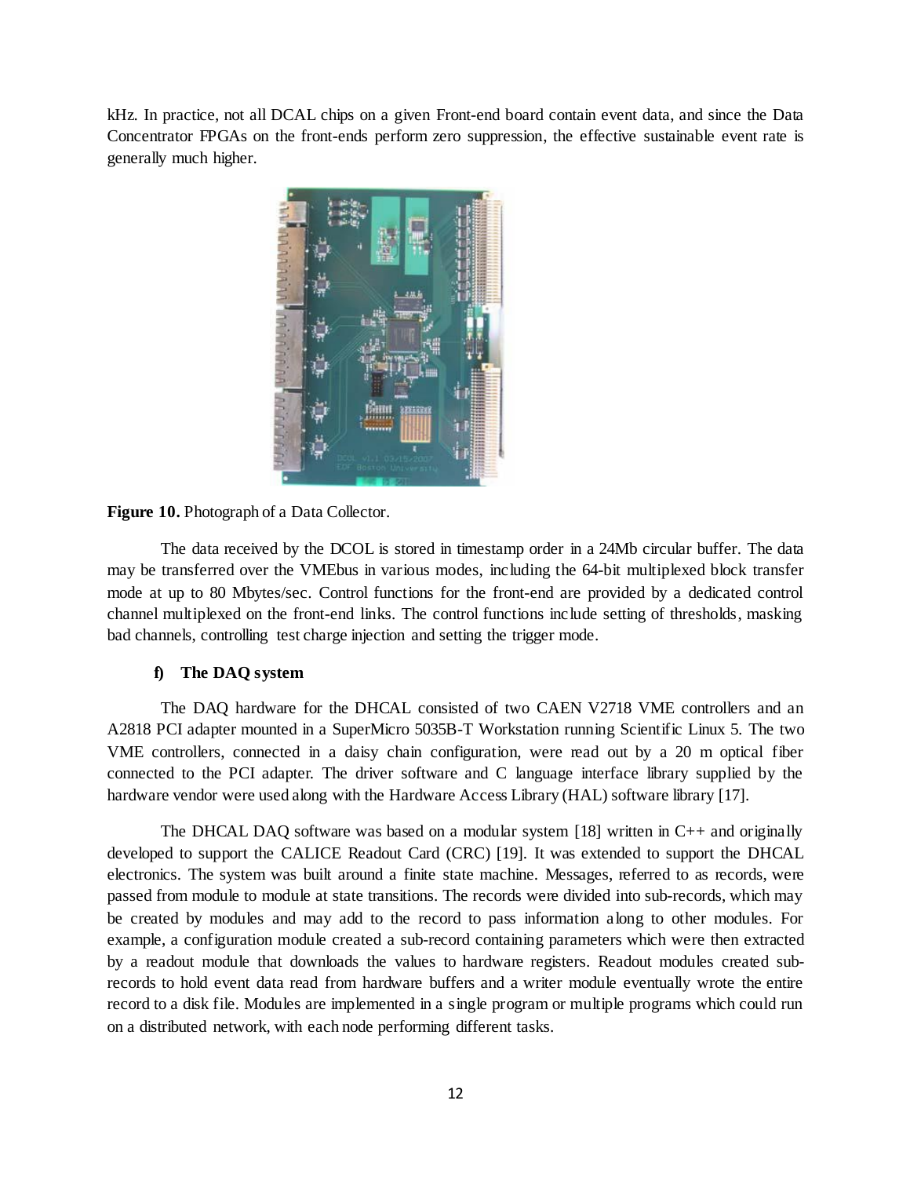kHz. In practice, not all DCAL chips on a given Front-end board contain event data, and since the Data Concentrator FPGAs on the front-ends perform zero suppression, the effective sustainable event rate is generally much higher.

**Figure 10.** Photograph of a Data Collector.

The data received by the DCOL is stored in timestamp order in a 24Mb circular buffer. The data may be transferred over the VMEbus in various modes, including the 64-bit multiplexed block transfer mode at up to 80 Mbytes/sec. Control functions for the front-end are provided by a dedicated control channel multiplexed on the front-end links. The control functions include setting of thresholds, masking bad channels, controlling test charge injection and setting the trigger mode.

### f) The DAQ system

The DAQ hardware for the DHCAL consisted of two CAEN V2718 VME controllers and an A2818 PCI adapter mounted in a SuperMicro 5035B-T Workstation running Scientific Linux 5. The two VME controllers, connected in a daisy chain configuration, were read out by a 20 m optical fiber connected to the PCI adapter. The driver software and C language interface library supplied by the hardware vendor were used along with the Hardware Access Library (HAL) software library [17].

The DHCAL DAQ software was based on a modular system [18] written in C++ and originally developed to support the CALICE Readout Card (CRC) [19]. It was extended to support the DHCAL electronics. The system was built around a finite state machine. Messages, referred to as records, were passed from module to module at state transitions. The records were divided into sub-records, which may be created by modules and may add to the record to pass information along to other modules. For example, a configuration module created a sub-record containing parameters which were then extracted by a readout module that downloads the values to hardware registers. Readout modules created sub-records to hold event data read from hardware buffers and a writer module eventually wrote the entire record to a disk file. Modules are implemented in a single program or multiple programs which could run on a distributed network, with each node performing different tasks.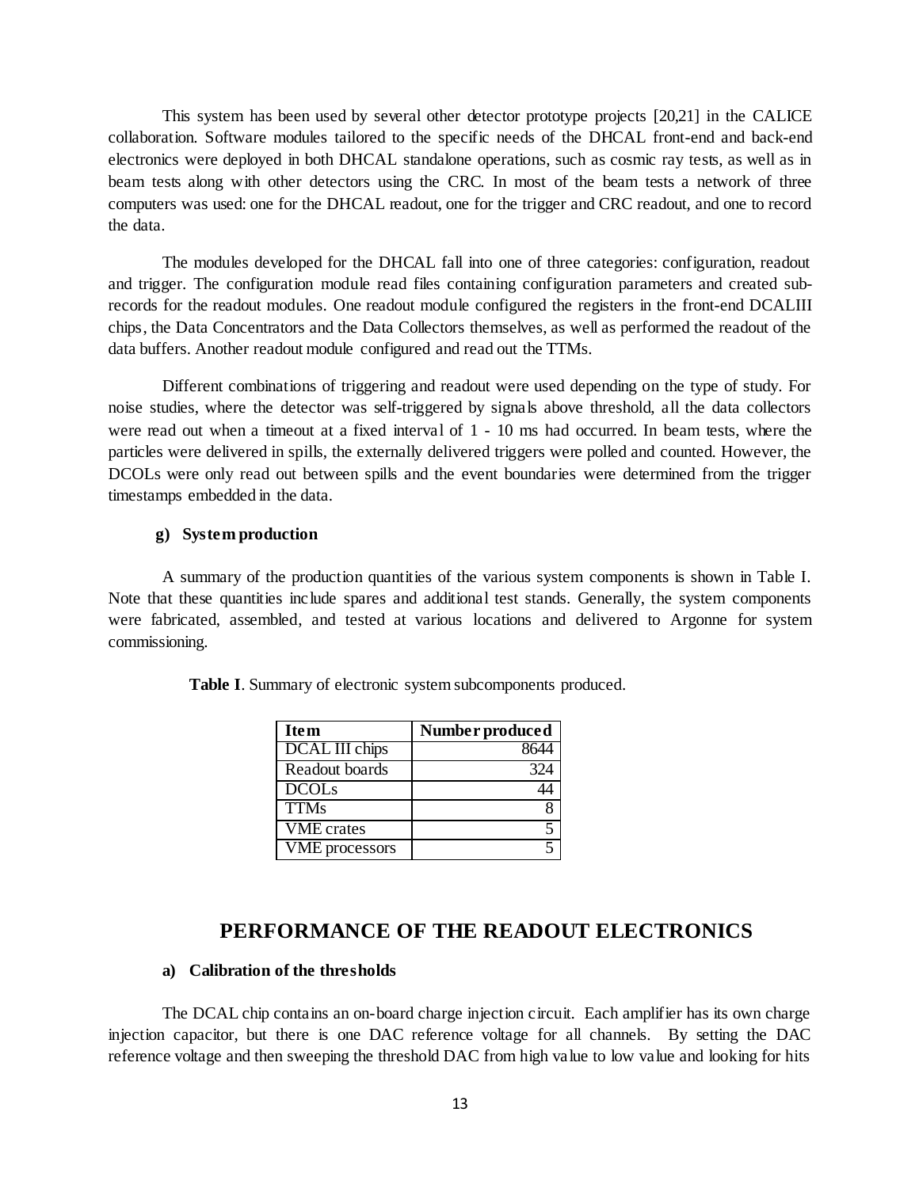This system has been used by several other detector prototype projects [20,21] in the CALICE collaboration. Software modules tailored to the specific needs of the DHCAL front-end and back-end electronics were deployed in both DHCAL standalone operations, such as cosmic ray tests, as well as in beam tests along with other detectors using the CRC. In most of the beam tests a network of three computers was used: one for the DHCAL readout, one for the trigger and CRC readout, and one to record the data.

The modules developed for the DHCAL fall into one of three categories: configuration, readout and trigger. The configuration module read files containing configuration parameters and created sub-records for the readout modules. One readout module configured the registers in the front-end DCALIII chips, the Data Concentrators and the Data Collectors themselves, as well as performed the readout of the data buffers. Another readout module configured and read out the TTMs.

Different combinations of triggering and readout were used depending on the type of study. For noise studies, where the detector was self-triggered by signals above threshold, all the data collectors were read out when a timeout at a fixed interval of 1 - 10 ms had occurred. In beam tests, where the particles were delivered in spills, the externally delivered triggers were polled and counted. However, the DCOLs were only read out between spills and the event boundaries were determined from the trigger timestamps embedded in the data.

### g) System production

A summary of the production quantities of the various system components is shown in Table I. Note that these quantities include spares and additional test stands. Generally, the system components were fabricated, assembled, and tested at various locations and delivered to Argonne for system commissioning.

**Table I**. Summary of electronic system subcomponents produced.

| Item | Number produced |
|---|---:|
| DCAL III chips | 8644 |
| Readout boards | 324 |
| DCOLs | 44 |
| TTMs | 8 |
| VME crates | 5 |
| VME processors | 5 |

## PERFORMANCE OF THE READOUT ELECTRONICS

### a) Calibration of the thresholds

The DCAL chip contains an on-board charge injection circuit. Each amplifier has its own charge injection capacitor, but there is one DAC reference voltage for all channels. By setting the DAC reference voltage and then sweeping the threshold DAC from high value to low value and looking for hits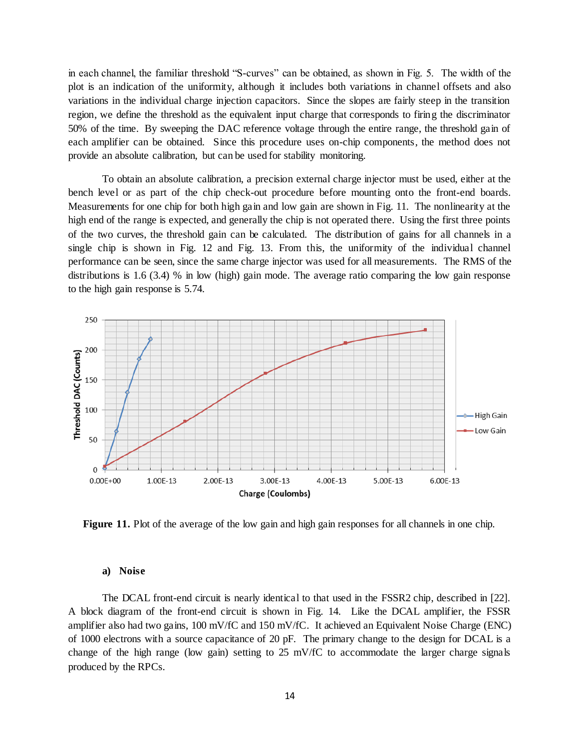in each channel, the familiar threshold "S-curves" can be obtained, as shown in Fig. 5. The width of the plot is an indication of the uniformity, although it includes both variations in channel offsets and also variations in the individual charge injection capacitors. Since the slopes are fairly steep in the transition region, we define the threshold as the equivalent input charge that corresponds to firing the discriminator 50% of the time. By sweeping the DAC reference voltage through the entire range, the threshold gain of each amplifier can be obtained. Since this procedure uses on-chip components, the method does not provide an absolute calibration, but can be used for stability monitoring.

To obtain an absolute calibration, a precision external charge injector must be used, either at the bench level or as part of the chip check-out procedure before mounting onto the front-end boards. Measurements for one chip for both high gain and low gain are shown in Fig. 11. The nonlinearity at the high end of the range is expected, and generally the chip is not operated there. Using the first three points of the two curves, the threshold gain can be calculated. The distribution of gains for all channels in a single chip is shown in Fig. 12 and Fig. 13. From this, the uniformity of the individual channel performance can be seen, since the same charge injector was used for all measurements. The RMS of the distributions is 1.6 (3.4) % in low (high) gain mode. The average ratio comparing the low gain response to the high gain response is 5.74.

**Figure 11.** Plot of the average of the low gain and high gain responses for all channels in one chip.

#### a) Noise

The DCAL front-end circuit is nearly identical to that used in the FSSR2 chip, described in [22]. A block diagram of the front-end circuit is shown in Fig. 14. Like the DCAL amplifier, the FSSR amplifier also had two gains, 100 mV/fC and 150 mV/fC. It achieved an Equivalent Noise Charge (ENC) of 1000 electrons with a source capacitance of 20 pF. The primary change to the design for DCAL is a change of the high range (low gain) setting to 25 mV/fC to accommodate the larger charge signals produced by the RPCs.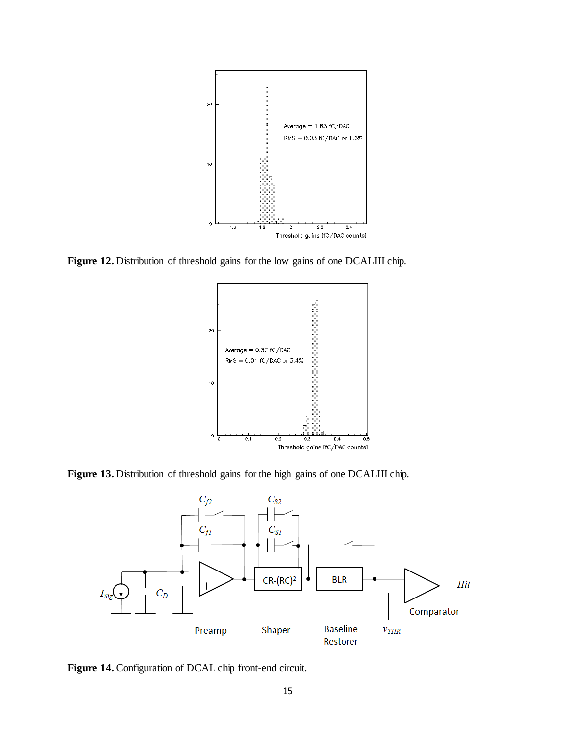**Figure 12.** Distribution of threshold gains for the low gains of one DCALIII chip.

**Figure 13.** Distribution of threshold gains for the high gains of one DCALIII chip.

**Figure 14.** Configuration of DCAL chip front-end circuit.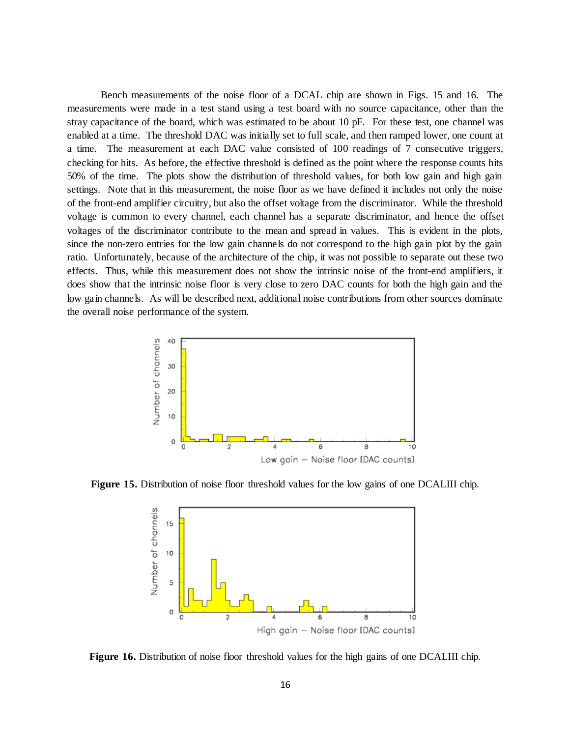Bench measurements of the noise floor of a DCAL chip are shown in Figs. 15 and 16. The measurements were made in a test stand using a test board with no source capacitance, other than the stray capacitance of the board, which was estimated to be about 10 pF. For these test, one channel was enabled at a time. The threshold DAC was initially set to full scale, and then ramped lower, one count at a time. The measurement at each DAC value consisted of 100 readings of 7 consecutive triggers, checking for hits. As before, the effective threshold is defined as the point where the response counts hits 50% of the time. The plots show the distribution of threshold values, for both low gain and high gain settings. Note that in this measurement, the noise floor as we have defined it includes not only the noise of the front-end amplifier circuitry, but also the offset voltage from the discriminator. While the threshold voltage is common to every channel, each channel has a separate discriminator, and hence the offset voltages of the discriminator contribute to the mean and spread in values. This is evident in the plots, since the non-zero entries for the low gain channels do not correspond to the high gain plot by the gain ratio. Unfortunately, because of the architecture of the chip, it was not possible to separate out these two effects. Thus, while this measurement does not show the intrinsic noise of the front-end amplifiers, it does show that the intrinsic noise floor is very close to zero DAC counts for both the high gain and the low gain channels. As will be described next, additional noise contributions from other sources dominate the overall noise performance of the system.

**Figure 15.** Distribution of noise floor threshold values for the low gains of one DCALIII chip.

**Figure 16.** Distribution of noise floor threshold values for the high gains of one DCALIII chip.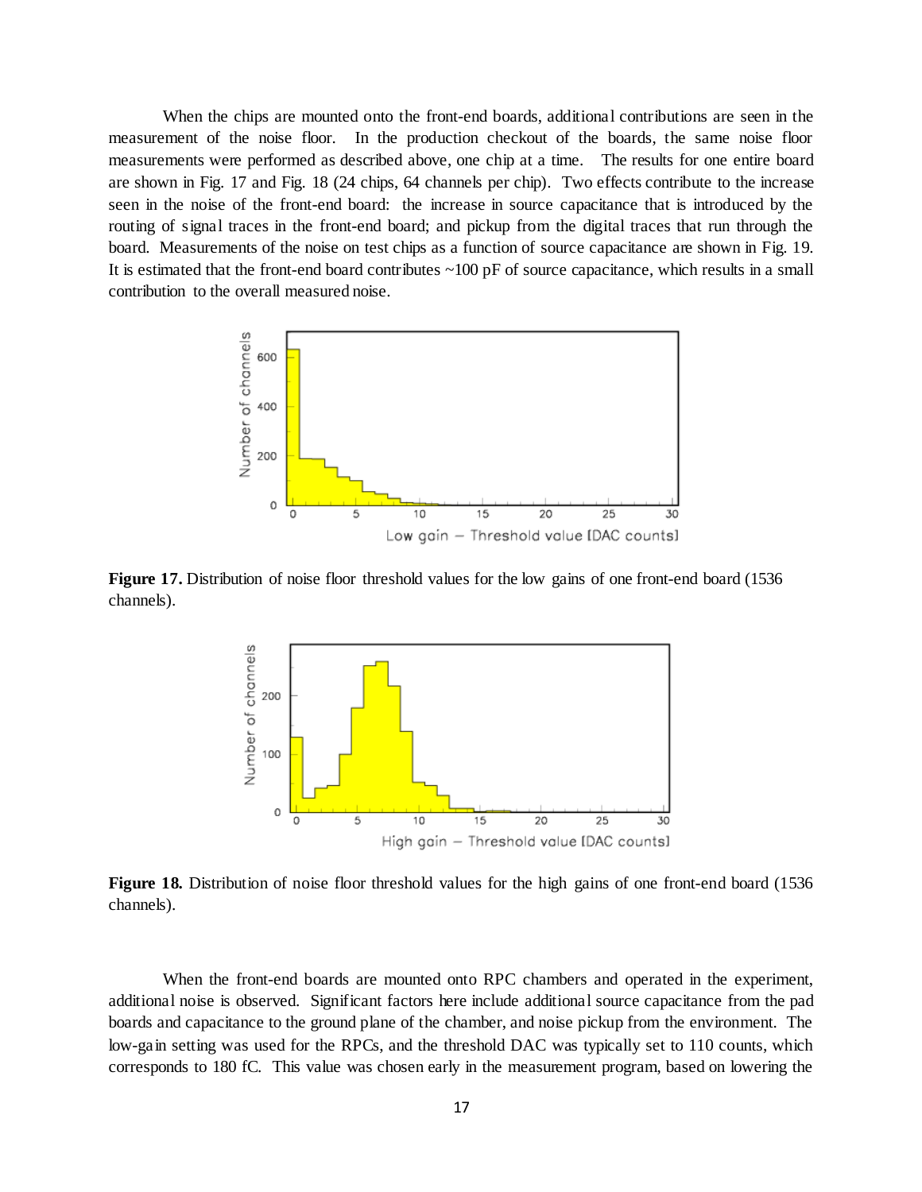When the chips are mounted onto the front-end boards, additional contributions are seen in the measurement of the noise floor. In the production checkout of the boards, the same noise floor measurements were performed as described above, one chip at a time. The results for one entire board are shown in Fig. 17 and Fig. 18 (24 chips, 64 channels per chip). Two effects contribute to the increase seen in the noise of the front-end board: the increase in source capacitance that is introduced by the routing of signal traces in the front-end board; and pickup from the digital traces that run through the board. Measurements of the noise on test chips as a function of source capacitance are shown in Fig. 19. It is estimated that the front-end board contributes ~100 pF of source capacitance, which results in a small contribution to the overall measured noise.

**Figure 17.** Distribution of noise floor threshold values for the low gains of one front-end board (1536 channels).

**Figure 18.** Distribution of noise floor threshold values for the high gains of one front-end board (1536 channels).

When the front-end boards are mounted onto RPC chambers and operated in the experiment, additional noise is observed. Significant factors here include additional source capacitance from the pad boards and capacitance to the ground plane of the chamber, and noise pickup from the environment. The low-gain setting was used for the RPCs, and the threshold DAC was typically set to 110 counts, which corresponds to 180 fC. This value was chosen early in the measurement program, based on lowering the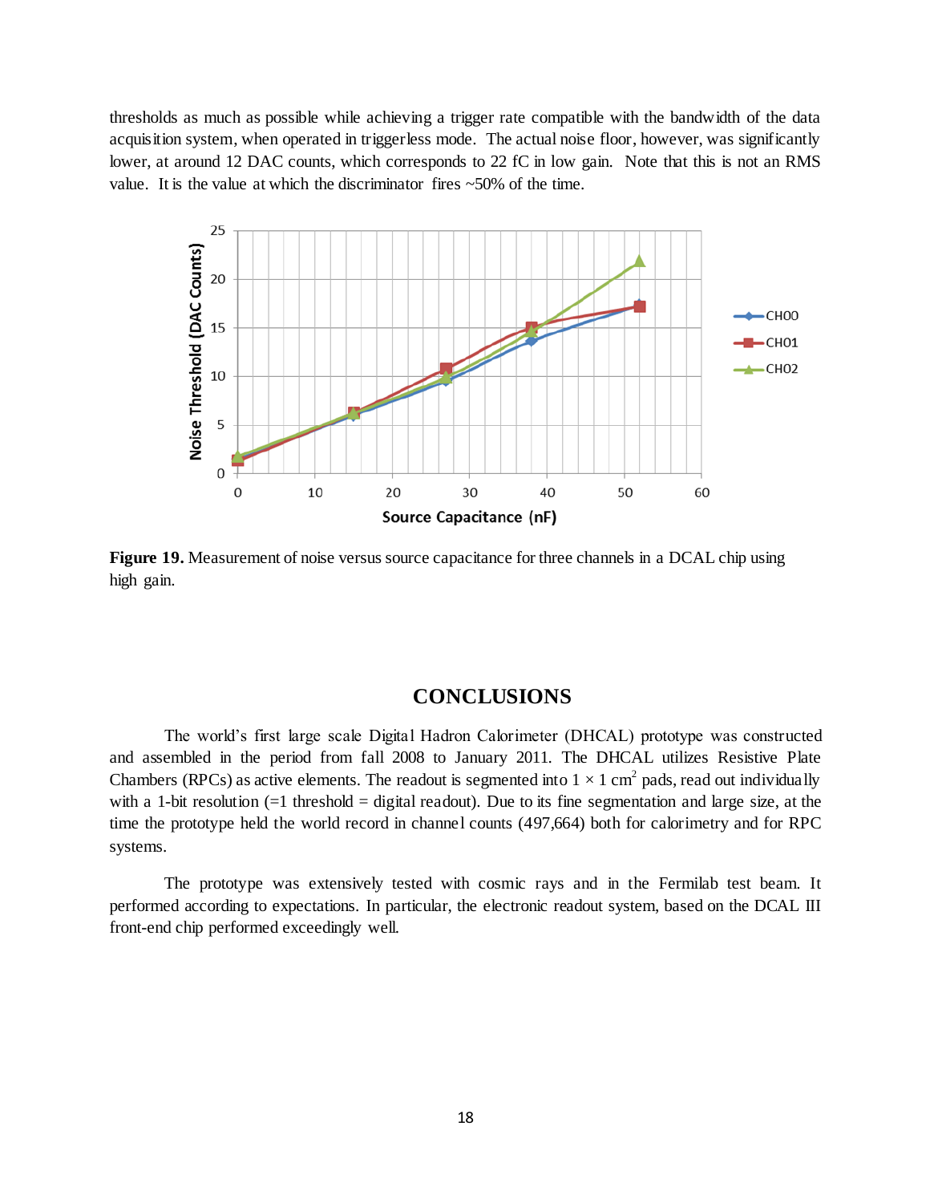thresholds as much as possible while achieving a trigger rate compatible with the bandwidth of the data acquisition system, when operated in triggerless mode. The actual noise floor, however, was significantly lower, at around 12 DAC counts, which corresponds to 22 fC in low gain. Note that this is not an RMS value. It is the value at which the discriminator fires ~50% of the time.

**Figure 19.** Measurement of noise versus source capacitance for three channels in a DCAL chip using high gain.

## CONCLUSIONS

The world's first large scale Digital Hadron Calorimeter (DHCAL) prototype was constructed and assembled in the period from fall 2008 to January 2011. The DHCAL utilizes Resistive Plate Chambers (RPCs) as active elements. The readout is segmented into $1 \times 1$ cm$^2$ pads, read out individually with a 1-bit resolution (=1 threshold = digital readout). Due to its fine segmentation and large size, at the time the prototype held the world record in channel counts (497,664) both for calorimetry and for RPC systems.

The prototype was extensively tested with cosmic rays and in the Fermilab test beam. It performed according to expectations. In particular, the electronic readout system, based on the DCAL III front-end chip performed exceedingly well.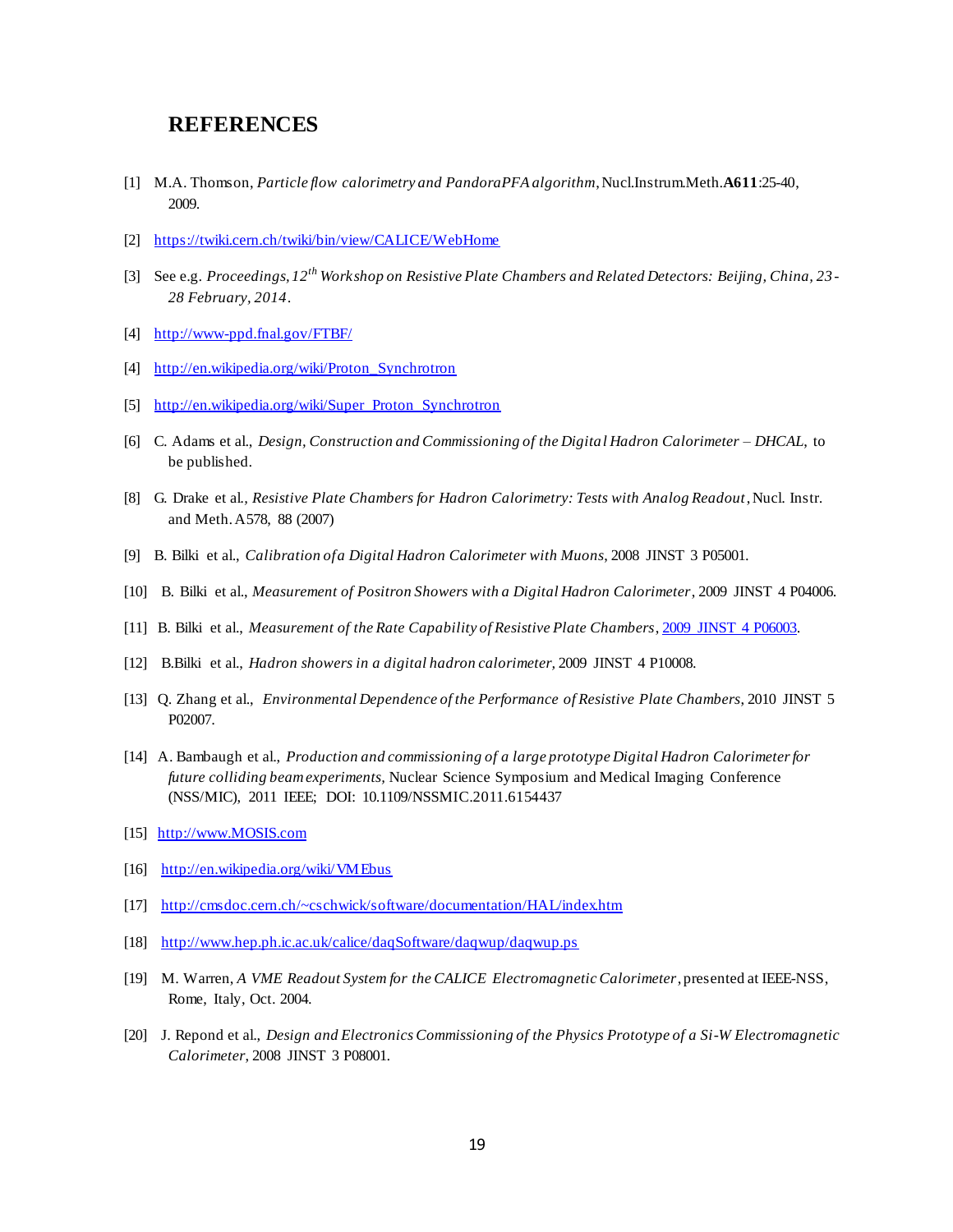## REFERENCES

[1] M.A. Thomson, *Particle flow calorimetry and PandoraPFA algorithm*, Nucl.Instrum.Meth.**A611**:25-40, 2009.

[2] https://twiki.cern.ch/twiki/bin/view/CALICE/WebHome

[3] See e.g. *Proceedings, 12th Workshop on Resistive Plate Chambers and Related Detectors: Beijing, China, 23-28 February, 2014*.

[4] http://www-ppd.fnal.gov/FTBF/

[4] http://en.wikipedia.org/wiki/Proton_Synchrotron

[5] http://en.wikipedia.org/wiki/Super_Proton_Synchrotron

[6] C. Adams et al., *Design, Construction and Commissioning of the Digital Hadron Calorimeter – DHCAL,* to be published.

[8] G. Drake et al., *Resistive Plate Chambers for Hadron Calorimetry: Tests with Analog Readout*, Nucl. Instr. and Meth. A578, 88 (2007)

[9] B. Bilki et al., *Calibration of a Digital Hadron Calorimeter with Muons*, 2008 JINST 3 P05001.

[10] B. Bilki et al., *Measurement of Positron Showers with a Digital Hadron Calorimeter*, 2009 JINST 4 P04006.

[11] B. Bilki et al., *Measurement of the Rate Capability of Resistive Plate Chambers*, 2009 JINST 4 P06003.

[12] B.Bilki et al., *Hadron showers in a digital hadron calorimeter,* 2009 JINST 4 P10008.

[13] Q. Zhang et al., *Environmental Dependence of the Performance of Resistive Plate Chambers*, 2010 JINST 5 P02007.

[14] A. Bambaugh et al., *Production and commissioning of a large prototype Digital Hadron Calorimeter for future colliding beam experiments,* Nuclear Science Symposium and Medical Imaging Conference (NSS/MIC), 2011 IEEE; DOI: 10.1109/NSSMIC.2011.6154437

[15] http://www.MOSIS.com

[16] http://en.wikipedia.org/wiki/VMEbus

[17] http://cmsdoc.cern.ch/~cschwick/software/documentation/HAL/index.htm

[18] http://www.hep.ph.ic.ac.uk/calice/daqSoftware/daqwup/daqwup.ps

[19] M. Warren, *A VME Readout System for the CALICE Electromagnetic Calorimeter*, presented at IEEE-NSS, Rome, Italy, Oct. 2004.

[20] J. Repond et al., *Design and Electronics Commissioning of the Physics Prototype of a Si-W Electromagnetic Calorimeter,* 2008 JINST 3 P08001.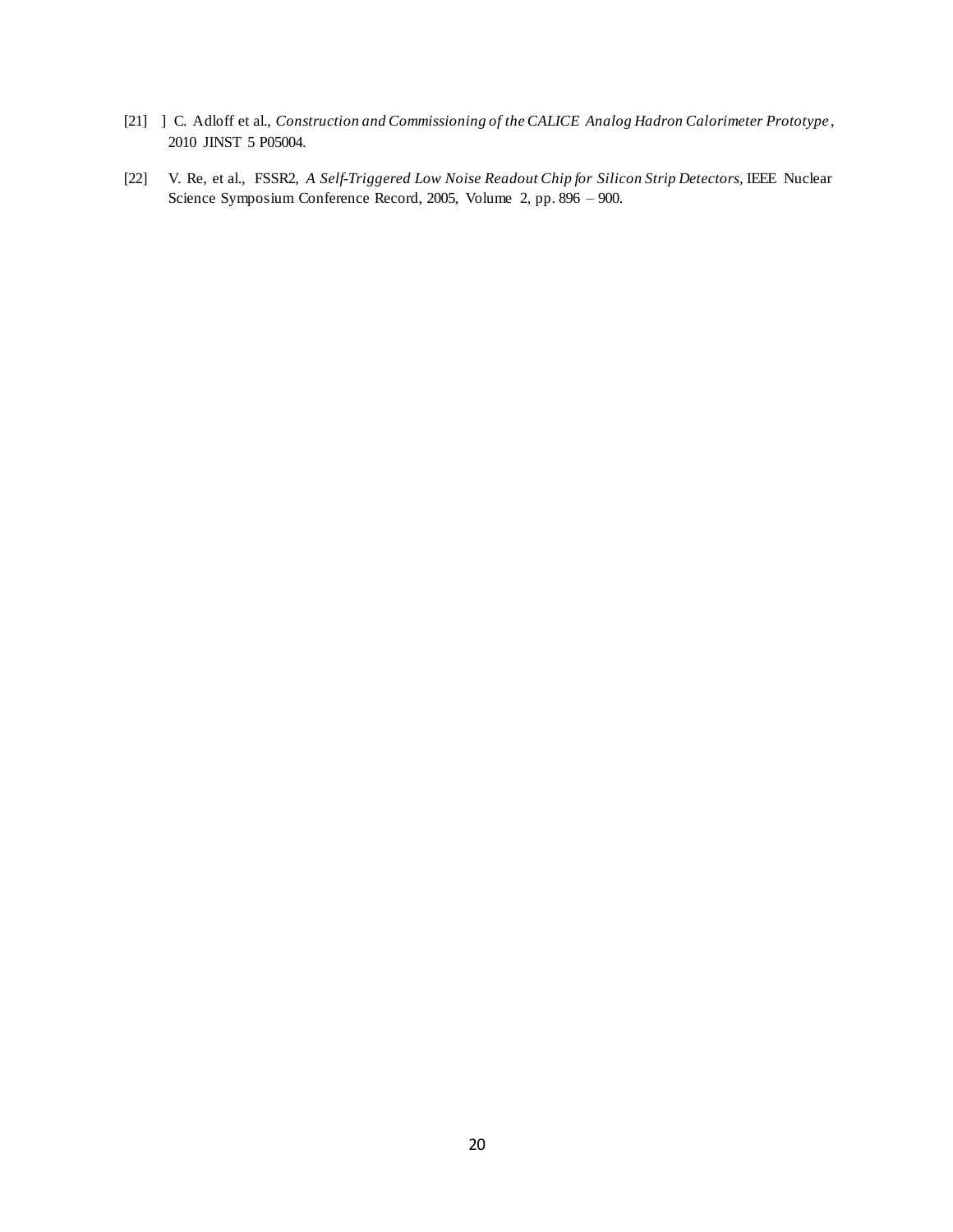[21] ] C. Adloff et al., *Construction and Commissioning of the CALICE Analog Hadron Calorimeter Prototype*, 2010 JINST 5 P05004.

[22] V. Re, et al., FSSR2, *A Self-Triggered Low Noise Readout Chip for Silicon Strip Detectors,* IEEE Nuclear Science Symposium Conference Record, 2005, Volume 2, pp. 896 – 900.